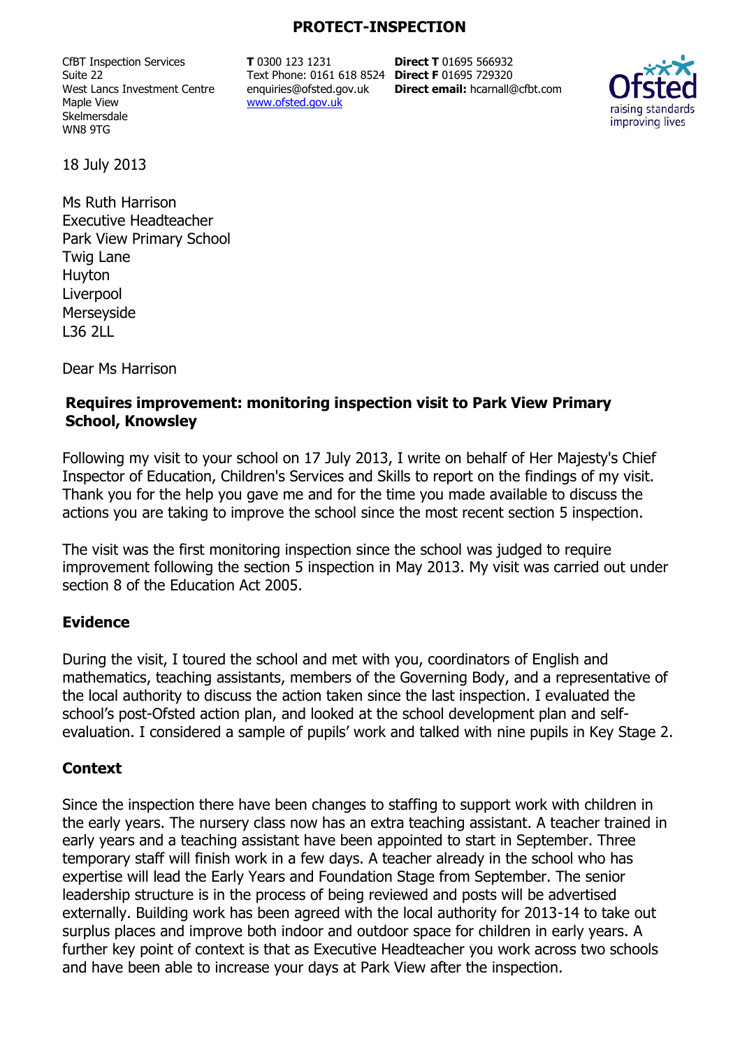**PROTECT-INSPECTION**

CfBT Inspection Services
Suite 22
West Lancs Investment Centre
Maple View
Skelmersdale
WN8 9TG

**T** 0300 123 1231
Text Phone: 0161 618 8524
enquiries@ofsted.gov.uk
www.ofsted.gov.uk

**Direct T** 01695 566932
**Direct F** 01695 729320
**Direct email:** hcarnall@cfbt.com

18 July 2013

Ms Ruth Harrison
Executive Headteacher
Park View Primary School
Twig Lane
Huyton
Liverpool
Merseyside
L36 2LL

Dear Ms Harrison

**Requires improvement: monitoring inspection visit to Park View Primary School, Knowsley**

Following my visit to your school on 17 July 2013, I write on behalf of Her Majesty's Chief Inspector of Education, Children's Services and Skills to report on the findings of my visit. Thank you for the help you gave me and for the time you made available to discuss the actions you are taking to improve the school since the most recent section 5 inspection.

The visit was the first monitoring inspection since the school was judged to require improvement following the section 5 inspection in May 2013. My visit was carried out under section 8 of the Education Act 2005.

## Evidence

During the visit, I toured the school and met with you, coordinators of English and mathematics, teaching assistants, members of the Governing Body, and a representative of the local authority to discuss the action taken since the last inspection. I evaluated the school's post-Ofsted action plan, and looked at the school development plan and self-evaluation. I considered a sample of pupils' work and talked with nine pupils in Key Stage 2.

## Context

Since the inspection there have been changes to staffing to support work with children in the early years. The nursery class now has an extra teaching assistant. A teacher trained in early years and a teaching assistant have been appointed to start in September. Three temporary staff will finish work in a few days. A teacher already in the school who has expertise will lead the Early Years and Foundation Stage from September. The senior leadership structure is in the process of being reviewed and posts will be advertised externally. Building work has been agreed with the local authority for 2013-14 to take out surplus places and improve both indoor and outdoor space for children in early years. A further key point of context is that as Executive Headteacher you work across two schools and have been able to increase your days at Park View after the inspection.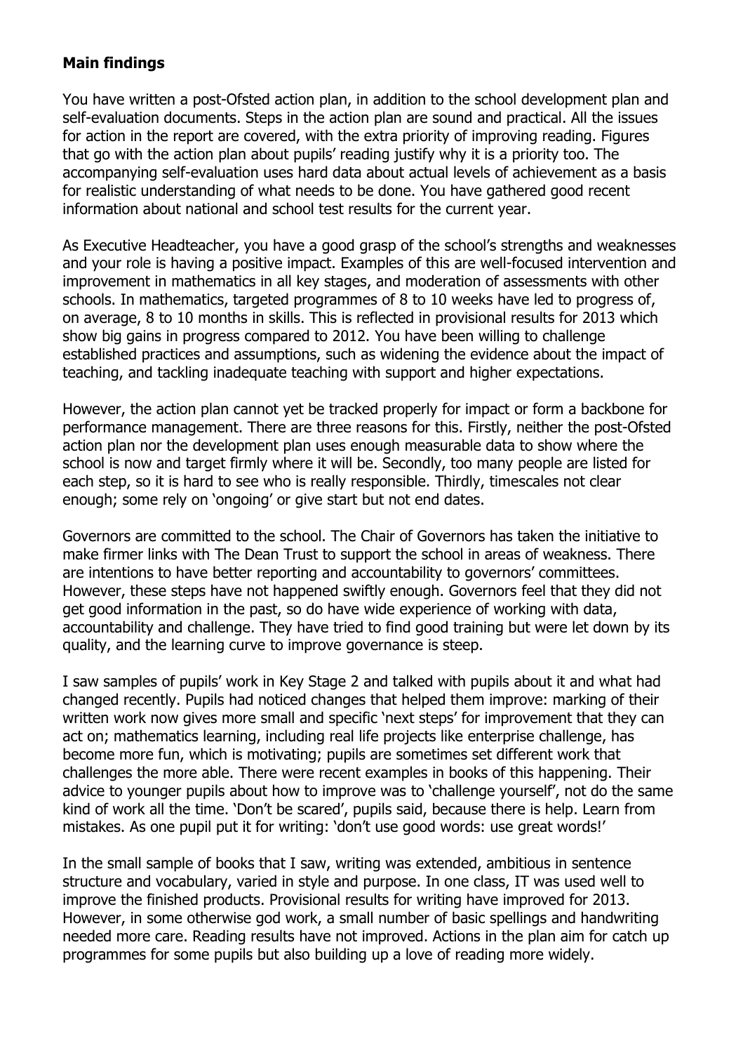**Main findings**

You have written a post-Ofsted action plan, in addition to the school development plan and self-evaluation documents. Steps in the action plan are sound and practical. All the issues for action in the report are covered, with the extra priority of improving reading. Figures that go with the action plan about pupils' reading justify why it is a priority too. The accompanying self-evaluation uses hard data about actual levels of achievement as a basis for realistic understanding of what needs to be done. You have gathered good recent information about national and school test results for the current year.

As Executive Headteacher, you have a good grasp of the school's strengths and weaknesses and your role is having a positive impact. Examples of this are well-focused intervention and improvement in mathematics in all key stages, and moderation of assessments with other schools. In mathematics, targeted programmes of 8 to 10 weeks have led to progress of, on average, 8 to 10 months in skills. This is reflected in provisional results for 2013 which show big gains in progress compared to 2012. You have been willing to challenge established practices and assumptions, such as widening the evidence about the impact of teaching, and tackling inadequate teaching with support and higher expectations.

However, the action plan cannot yet be tracked properly for impact or form a backbone for performance management. There are three reasons for this. Firstly, neither the post-Ofsted action plan nor the development plan uses enough measurable data to show where the school is now and target firmly where it will be. Secondly, too many people are listed for each step, so it is hard to see who is really responsible. Thirdly, timescales not clear enough; some rely on 'ongoing' or give start but not end dates.

Governors are committed to the school. The Chair of Governors has taken the initiative to make firmer links with The Dean Trust to support the school in areas of weakness. There are intentions to have better reporting and accountability to governors' committees. However, these steps have not happened swiftly enough. Governors feel that they did not get good information in the past, so do have wide experience of working with data, accountability and challenge. They have tried to find good training but were let down by its quality, and the learning curve to improve governance is steep.

I saw samples of pupils' work in Key Stage 2 and talked with pupils about it and what had changed recently. Pupils had noticed changes that helped them improve: marking of their written work now gives more small and specific 'next steps' for improvement that they can act on; mathematics learning, including real life projects like enterprise challenge, has become more fun, which is motivating; pupils are sometimes set different work that challenges the more able. There were recent examples in books of this happening. Their advice to younger pupils about how to improve was to 'challenge yourself', not do the same kind of work all the time. 'Don't be scared', pupils said, because there is help. Learn from mistakes. As one pupil put it for writing: 'don't use good words: use great words!'

In the small sample of books that I saw, writing was extended, ambitious in sentence structure and vocabulary, varied in style and purpose. In one class, IT was used well to improve the finished products. Provisional results for writing have improved for 2013. However, in some otherwise god work, a small number of basic spellings and handwriting needed more care. Reading results have not improved. Actions in the plan aim for catch up programmes for some pupils but also building up a love of reading more widely.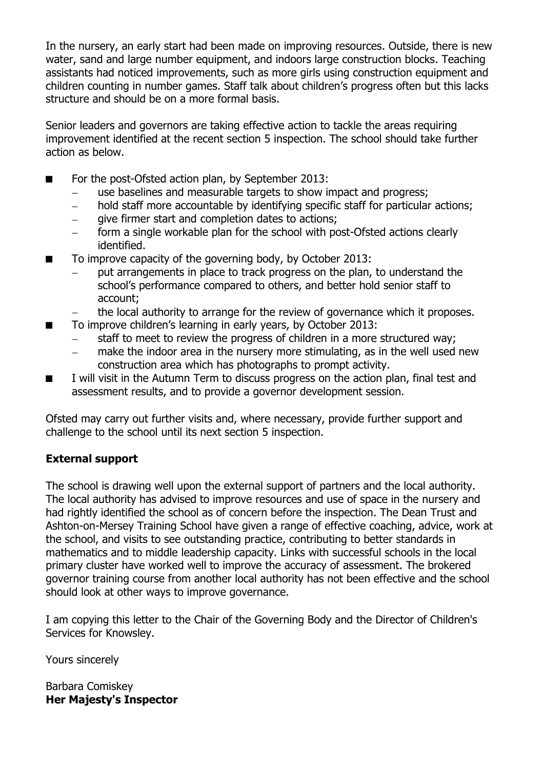In the nursery, an early start had been made on improving resources. Outside, there is new water, sand and large number equipment, and indoors large construction blocks. Teaching assistants had noticed improvements, such as more girls using construction equipment and children counting in number games. Staff talk about children's progress often but this lacks structure and should be on a more formal basis.

Senior leaders and governors are taking effective action to tackle the areas requiring improvement identified at the recent section 5 inspection. The school should take further action as below.

- For the post-Ofsted action plan, by September 2013:
  - use baselines and measurable targets to show impact and progress;
  - hold staff more accountable by identifying specific staff for particular actions;
  - give firmer start and completion dates to actions;
  - form a single workable plan for the school with post-Ofsted actions clearly identified.
- To improve capacity of the governing body, by October 2013:
  - put arrangements in place to track progress on the plan, to understand the school's performance compared to others, and better hold senior staff to account;
  - the local authority to arrange for the review of governance which it proposes.
- To improve children's learning in early years, by October 2013:
  - staff to meet to review the progress of children in a more structured way;
  - make the indoor area in the nursery more stimulating, as in the well used new construction area which has photographs to prompt activity.
- I will visit in the Autumn Term to discuss progress on the action plan, final test and assessment results, and to provide a governor development session.

Ofsted may carry out further visits and, where necessary, provide further support and challenge to the school until its next section 5 inspection.

**External support**

The school is drawing well upon the external support of partners and the local authority. The local authority has advised to improve resources and use of space in the nursery and had rightly identified the school as of concern before the inspection. The Dean Trust and Ashton-on-Mersey Training School have given a range of effective coaching, advice, work at the school, and visits to see outstanding practice, contributing to better standards in mathematics and to middle leadership capacity. Links with successful schools in the local primary cluster have worked well to improve the accuracy of assessment. The brokered governor training course from another local authority has not been effective and the school should look at other ways to improve governance.

I am copying this letter to the Chair of the Governing Body and the Director of Children's Services for Knowsley.

Yours sincerely

Barbara Comiskey
**Her Majesty's Inspector**